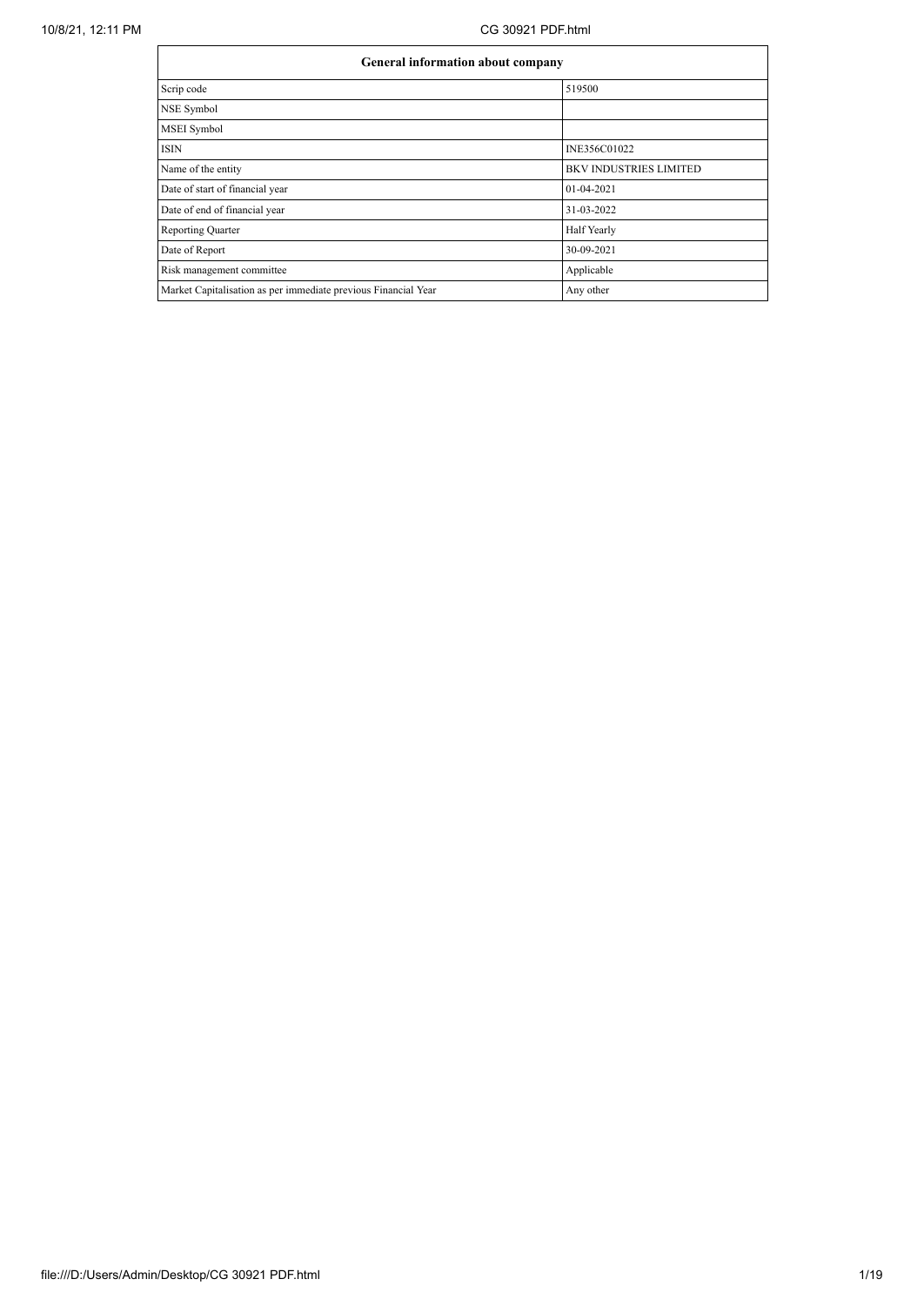| General information about company | |
|---|---|
| Scrip code | 519500 |
| NSE Symbol | |
| MSEI Symbol | |
| ISIN | INE356C01022 |
| Name of the entity | BKV INDUSTRIES LIMITED |
| Date of start of financial year | 01-04-2021 |
| Date of end of financial year | 31-03-2022 |
| Reporting Quarter | Half Yearly |
| Date of Report | 30-09-2021 |
| Risk management committee | Applicable |
| Market Capitalisation as per immediate previous Financial Year | Any other |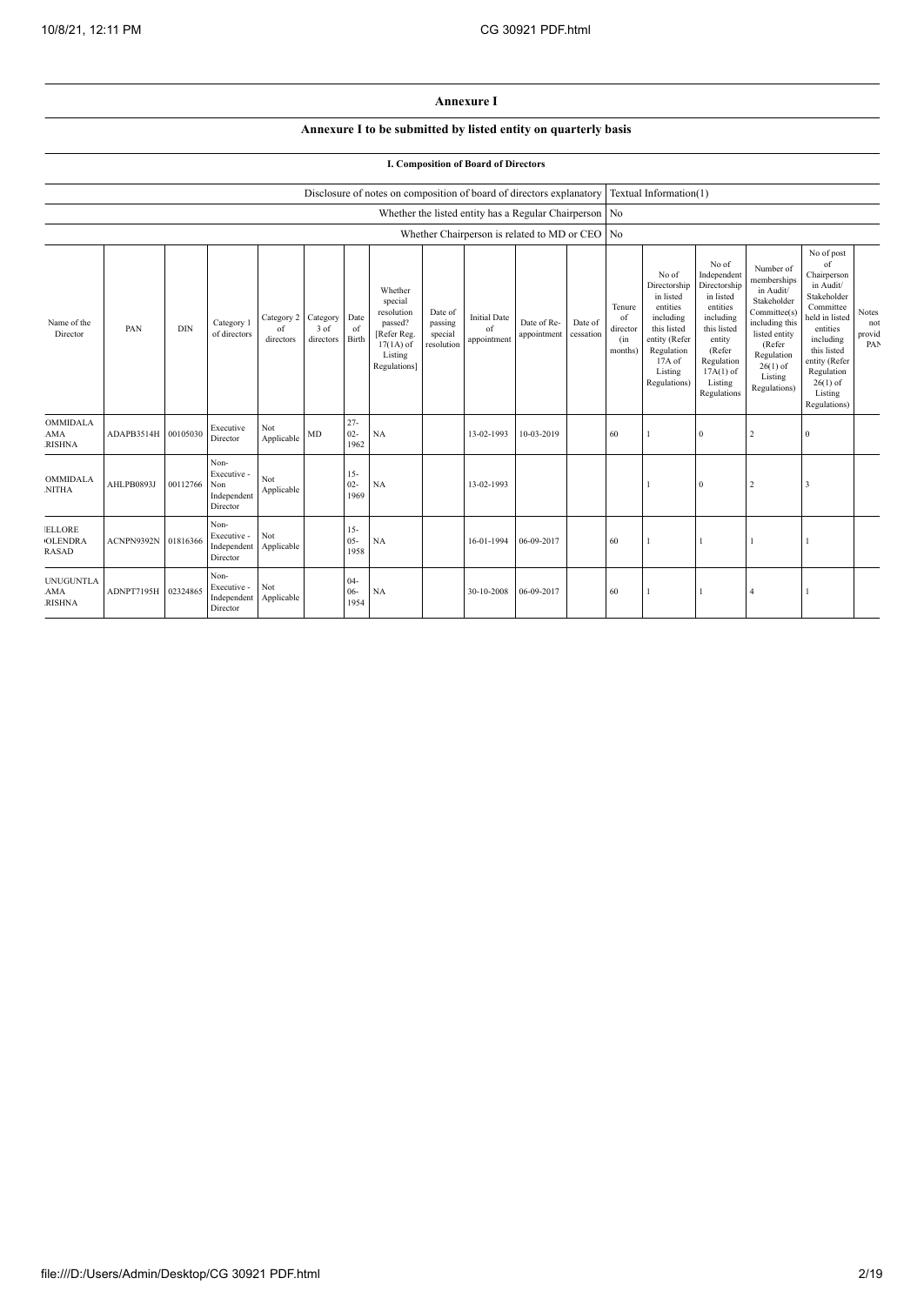# Annexure I

## Annexure I to be submitted by listed entity on quarterly basis

### I. Composition of Board of Directors

| Disclosure of notes on composition of board of directors explanatory | Textual Information(1) |
|---|---|
| Whether the listed entity has a Regular Chairperson | No |
| Whether Chairperson is related to MD or CEO | No |

| Name of the Director | PAN | DIN | Category 1 of directors | Category 2 of directors | Category 3 of directors | Date of Birth | Whether special resolution passed? [Refer Reg. 17(1A) of Listing Regulations] | Date of passing special resolution | Initial Date of appointment | Date of Re-appointment | Date of cessation | Tenure of director (in months) | No of Directorship in listed entities including this listed entity (Refer Regulation 17A of Listing Regulations) | No of Independent Directorship in listed entities including this listed entity (Refer Regulation 17A(1) of Listing Regulations | Number of memberships in Audit/ Stakeholder Committee(s) including this listed entity (Refer Regulation 26(1) of Listing Regulations) | No of post of Chairperson in Audit/ Stakeholder Committee held in listed entities including this listed entity (Refer Regulation 26(1) of Listing Regulations) | Notes not provid PAN |
|---|---|---|---|---|---|---|---|---|---|---|---|---|---|---|---|---|---|
| OMMIDALA AMA RISHNA | ADAPB3514H | 00105030 | Executive Director | Not Applicable | MD | 27-02-1962 | NA | | 13-02-1993 | 10-03-2019 | | 60 | 1 | 0 | 2 | 0 | |
| OMMIDALA NITHA | AHLPB0893J | 00112766 | Non-Executive - Non Independent Director | Not Applicable | | 15-02-1969 | NA | | 13-02-1993 | | | | 1 | 0 | 2 | 3 | |
| ELLORE OLENDRA RASAD | ACNPN9392N | 01816366 | Non-Executive - Independent Director | Not Applicable | | 15-05-1958 | NA | | 16-01-1994 | 06-09-2017 | | 60 | 1 | 1 | 1 | 1 | |
| UNUGUNTLA AMA RISHNA | ADNPT7195H | 02324865 | Non-Executive - Independent Director | Not Applicable | | 04-06-1954 | NA | | 30-10-2008 | 06-09-2017 | | 60 | 1 | 1 | 4 | 1 | |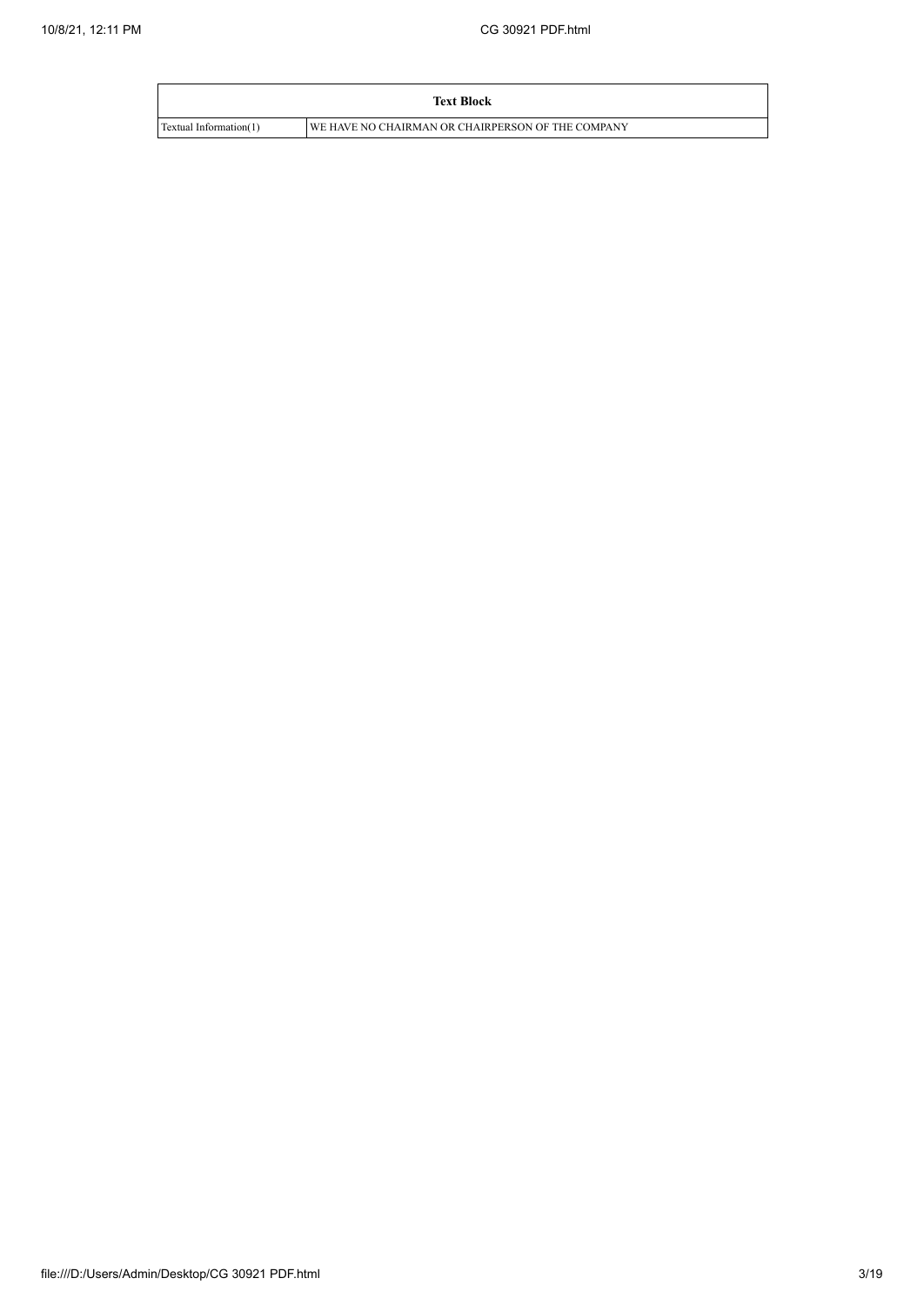| Text Block | |
|---|---|
| Textual Information(1) | WE HAVE NO CHAIRMAN OR CHAIRPERSON OF THE COMPANY |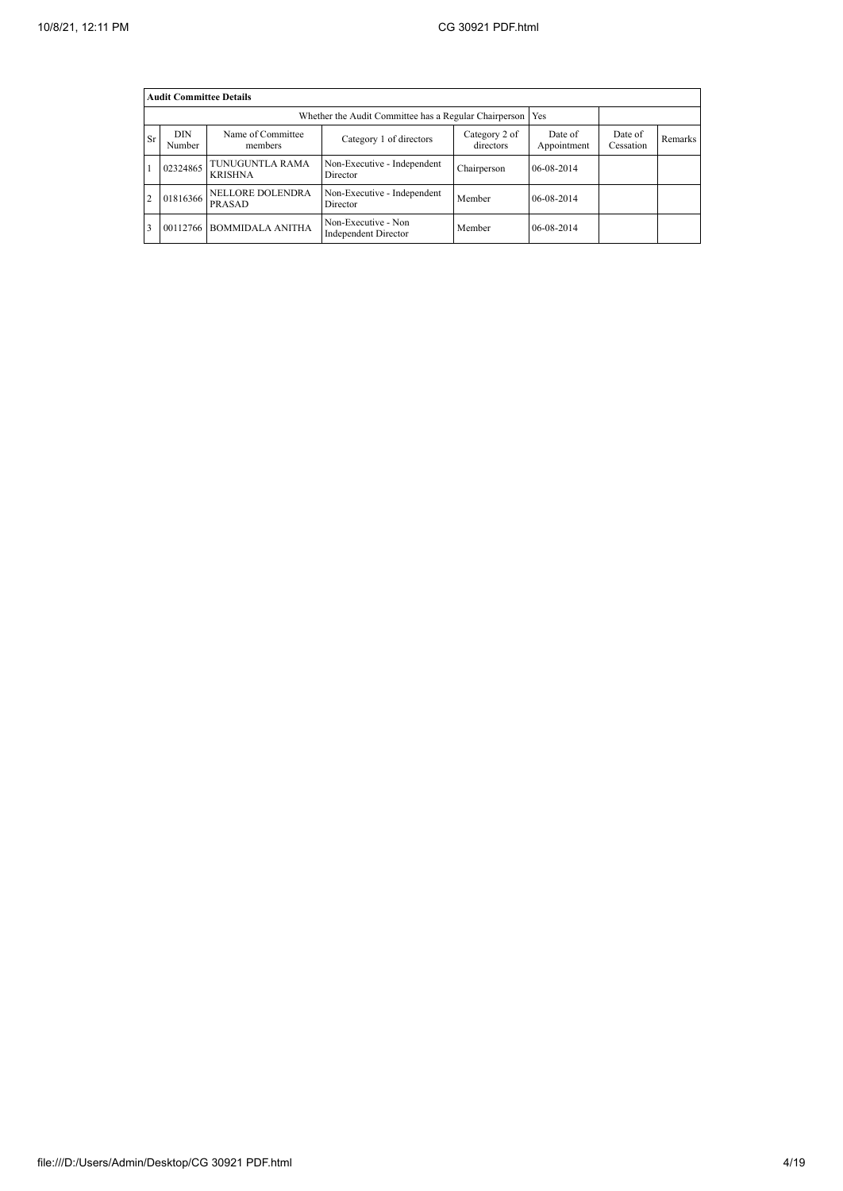| Audit Committee Details | | | | | | | |
|---|---|---|---|---|---|---|---|
| Whether the Audit Committee has a Regular Chairperson | | | | | Yes | | |
| Sr | DIN Number | Name of Committee members | Category 1 of directors | Category 2 of directors | Date of Appointment | Date of Cessation | Remarks |
| 1 | 02324865 | TUNUGUNTLA RAMA KRISHNA | Non-Executive - Independent Director | Chairperson | 06-08-2014 | | |
| 2 | 01816366 | NELLORE DOLENDRA PRASAD | Non-Executive - Independent Director | Member | 06-08-2014 | | |
| 3 | 00112766 | BOMMIDALA ANITHA | Non-Executive - Non Independent Director | Member | 06-08-2014 | | |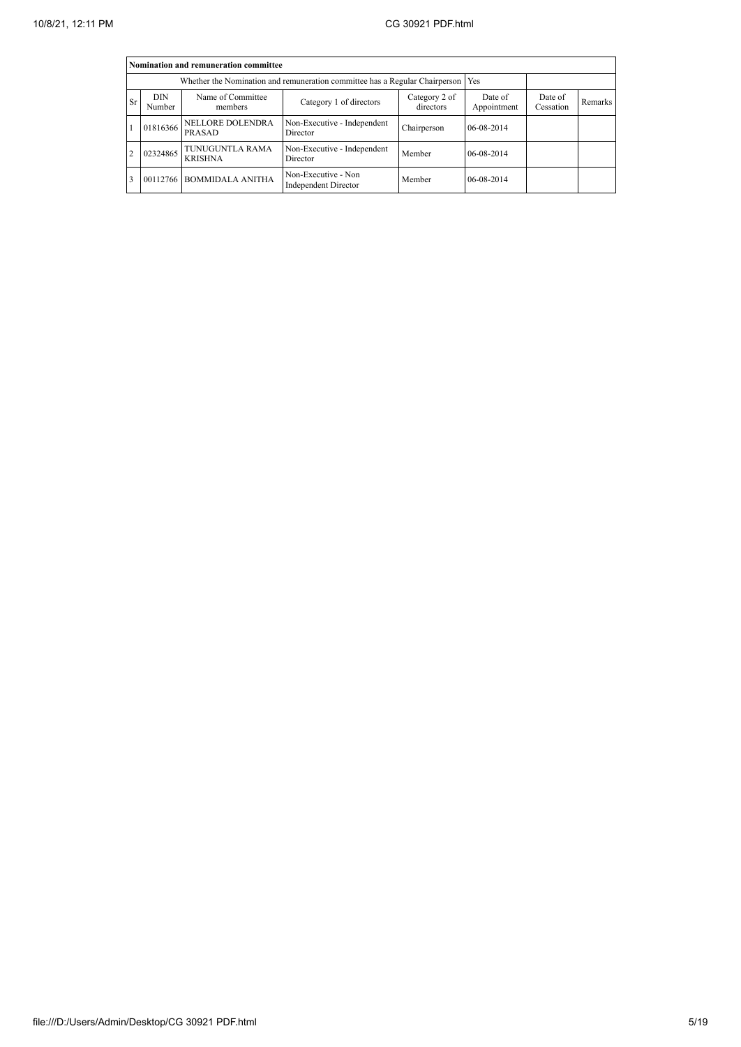| Nomination and remuneration committee | | | | | | | |
|---|---|---|---|---|---|---|---|
| Whether the Nomination and remuneration committee has a Regular Chairperson | | | | | Yes | | |
| Sr | DIN Number | Name of Committee members | Category 1 of directors | Category 2 of directors | Date of Appointment | Date of Cessation | Remarks |
| 1 | 01816366 | NELLORE DOLENDRA PRASAD | Non-Executive - Independent Director | Chairperson | 06-08-2014 | | |
| 2 | 02324865 | TUNUGUNTLA RAMA KRISHNA | Non-Executive - Independent Director | Member | 06-08-2014 | | |
| 3 | 00112766 | BOMMIDALA ANITHA | Non-Executive - Non Independent Director | Member | 06-08-2014 | | |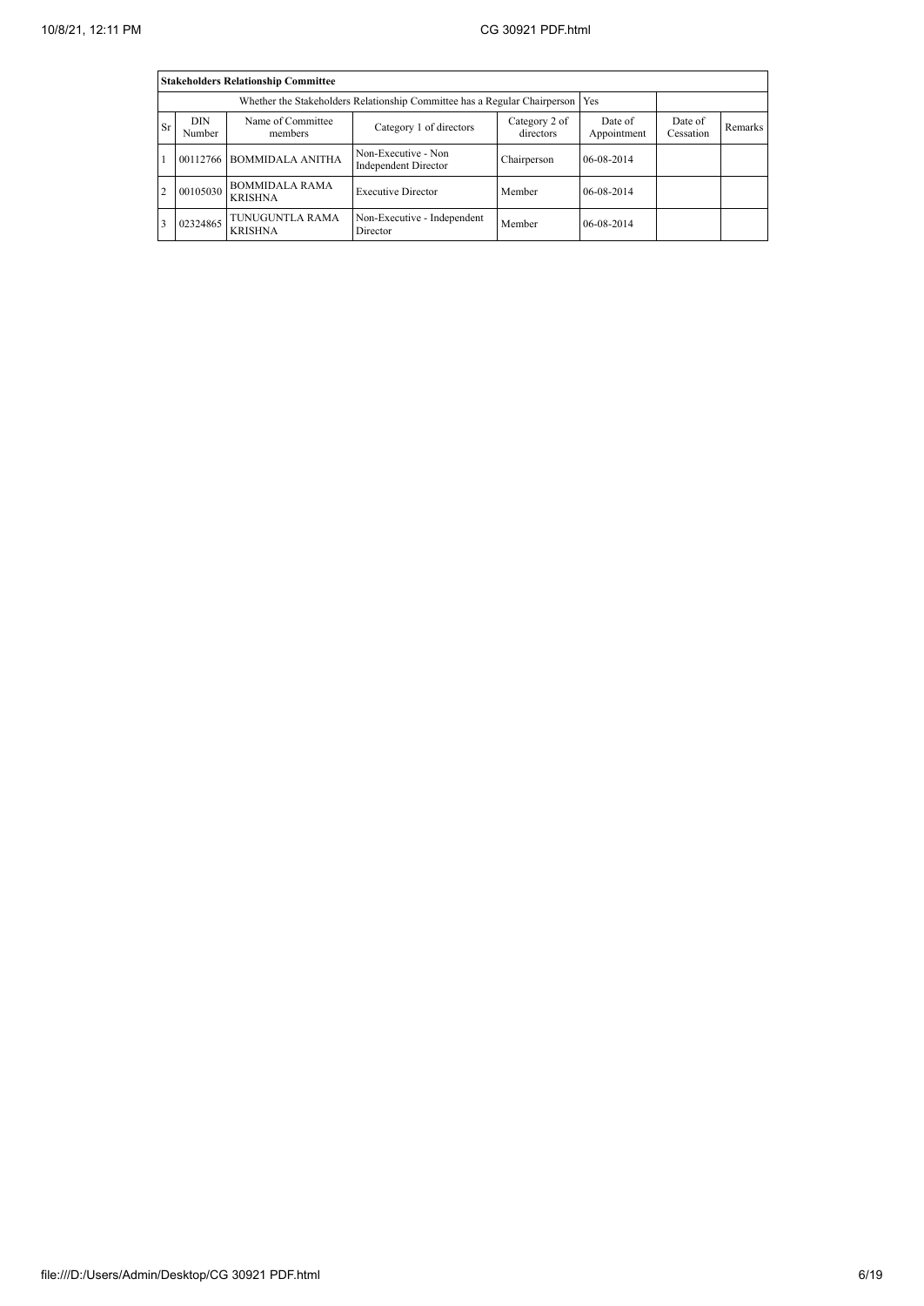| Stakeholders Relationship Committee | | | | | | | |
|---|---|---|---|---|---|---|---|
| Whether the Stakeholders Relationship Committee has a Regular Chairperson | | | | | Yes | | |
| Sr | DIN Number | Name of Committee members | Category 1 of directors | Category 2 of directors | Date of Appointment | Date of Cessation | Remarks |
| 1 | 00112766 | BOMMIDALA ANITHA | Non-Executive - Non Independent Director | Chairperson | 06-08-2014 | | |
| 2 | 00105030 | BOMMIDALA RAMA KRISHNA | Executive Director | Member | 06-08-2014 | | |
| 3 | 02324865 | TUNUGUNTLA RAMA KRISHNA | Non-Executive - Independent Director | Member | 06-08-2014 | | |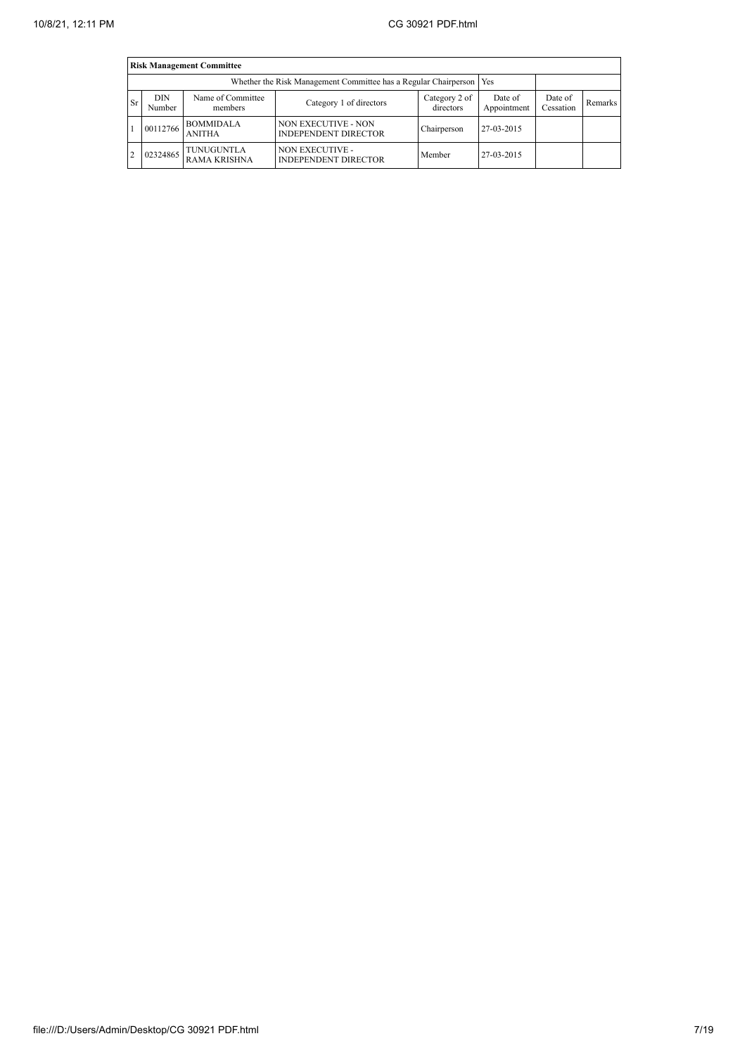| Risk Management Committee | | | | | | | |
|---|---|---|---|---|---|---|---|
| Whether the Risk Management Committee has a Regular Chairperson | | | | | Yes | | |
| Sr | DIN Number | Name of Committee members | Category 1 of directors | Category 2 of directors | Date of Appointment | Date of Cessation | Remarks |
| 1 | 00112766 | BOMMIDALA ANITHA | NON EXECUTIVE - NON INDEPENDENT DIRECTOR | Chairperson | 27-03-2015 | | |
| 2 | 02324865 | TUNUGUNTLA RAMA KRISHNA | NON EXECUTIVE - INDEPENDENT DIRECTOR | Member | 27-03-2015 | | |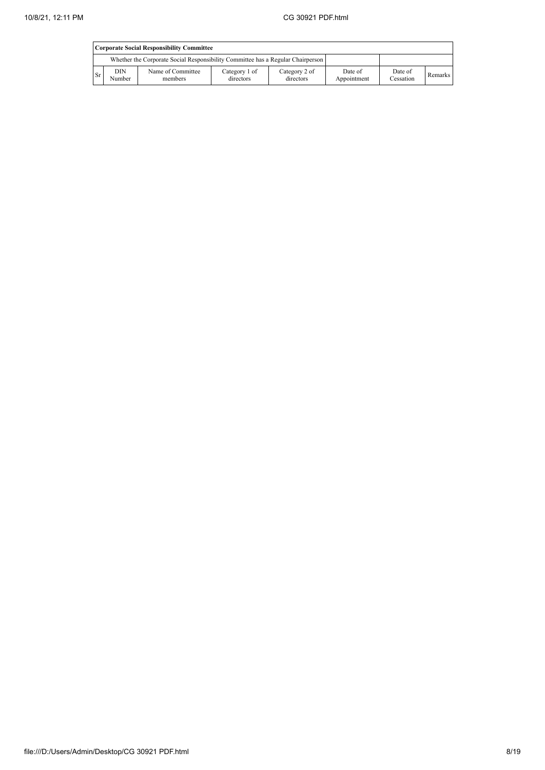| Corporate Social Responsibility Committee | | | | | | | |
|---|---|---|---|---|---|---|---|
| Whether the Corporate Social Responsibility Committee has a Regular Chairperson | | | | | | | |
| Sr | DIN Number | Name of Committee members | Category 1 of directors | Category 2 of directors | Date of Appointment | Date of Cessation | Remarks |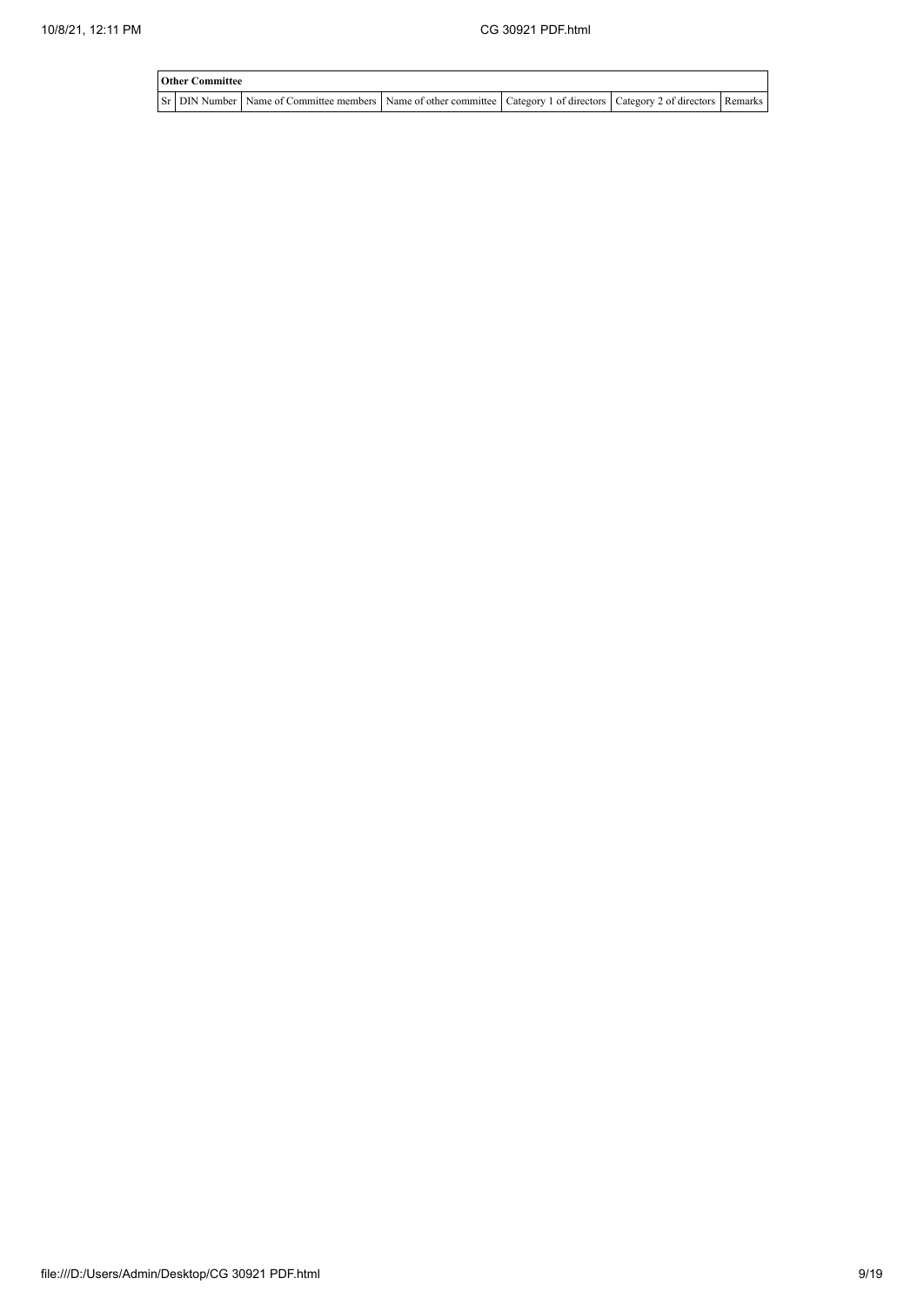| Other Committee | | | | | | |
|---|---|---|---|---|---|---|
| Sr | DIN Number | Name of Committee members | Name of other committee | Category 1 of directors | Category 2 of directors | Remarks |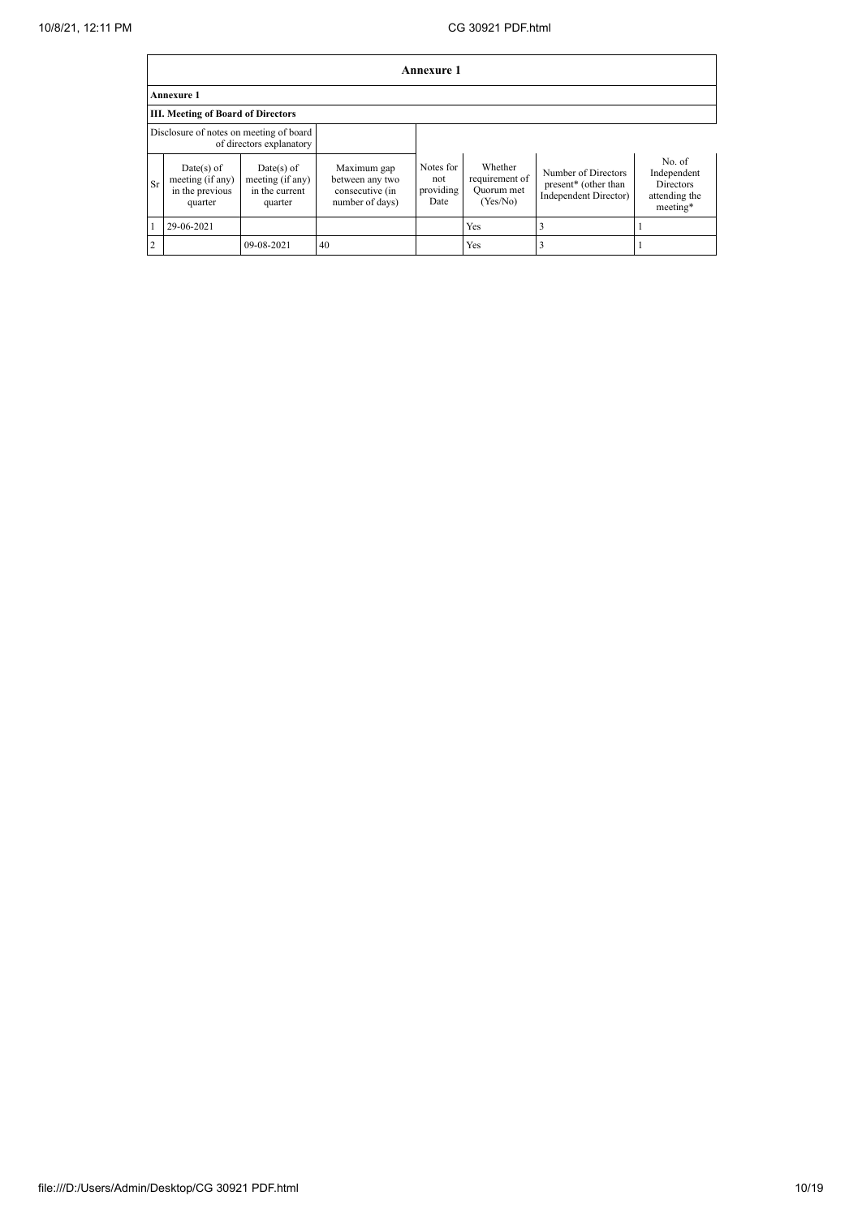## Annexure 1

### Annexure 1

#### III. Meeting of Board of Directors

| Disclosure of notes on meeting of board of directors explanatory | | | | | | | |
|---|---|---|---|---|---|---|---|
| Sr | Date(s) of meeting (if any) in the previous quarter | Date(s) of meeting (if any) in the current quarter | Maximum gap between any two consecutive (in number of days) | Notes for not providing Date | Whether requirement of Quorum met (Yes/No) | Number of Directors present* (other than Independent Director) | No. of Independent Directors attending the meeting* |
| 1 | 29-06-2021 | | | | Yes | 3 | 1 |
| 2 | | 09-08-2021 | 40 | | Yes | 3 | 1 |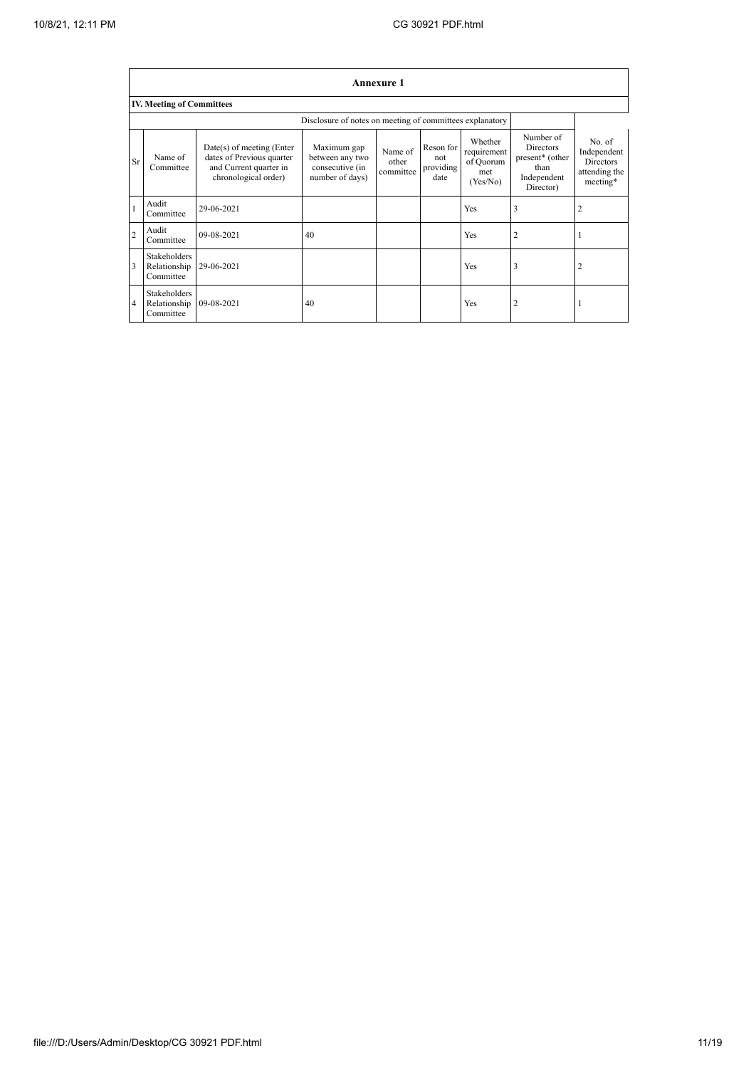## Annexure 1

### IV. Meeting of Committees

| | | | Disclosure of notes on meeting of committees explanatory | | | | | |
|---|---|---|---|---|---|---|---|---|
| Sr | Name of Committee | Date(s) of meeting (Enter dates of Previous quarter and Current quarter in chronological order) | Maximum gap between any two consecutive (in number of days) | Name of other committee | Reson for not providing date | Whether requirement of Quorum met (Yes/No) | Number of Directors present* (other than Independent Director) | No. of Independent Directors attending the meeting* |
| 1 | Audit Committee | 29-06-2021 | | | | Yes | 3 | 2 |
| 2 | Audit Committee | 09-08-2021 | 40 | | | Yes | 2 | 1 |
| 3 | Stakeholders Relationship Committee | 29-06-2021 | | | | Yes | 3 | 2 |
| 4 | Stakeholders Relationship Committee | 09-08-2021 | 40 | | | Yes | 2 | 1 |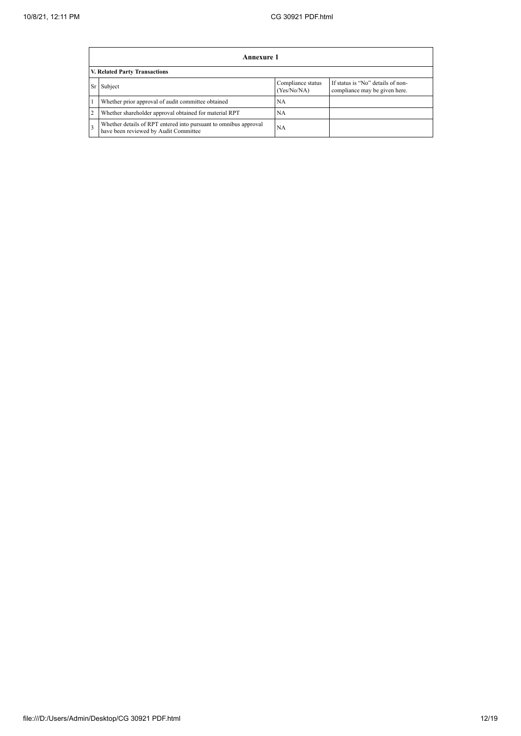| Annexure 1 | | | |
|---|---|---|---|
| **V. Related Party Transactions** | | | |
| Sr | Subject | Compliance status (Yes/No/NA) | If status is "No" details of non-compliance may be given here. |
| 1 | Whether prior approval of audit committee obtained | NA | |
| 2 | Whether shareholder approval obtained for material RPT | NA | |
| 3 | Whether details of RPT entered into pursuant to omnibus approval have been reviewed by Audit Committee | NA | |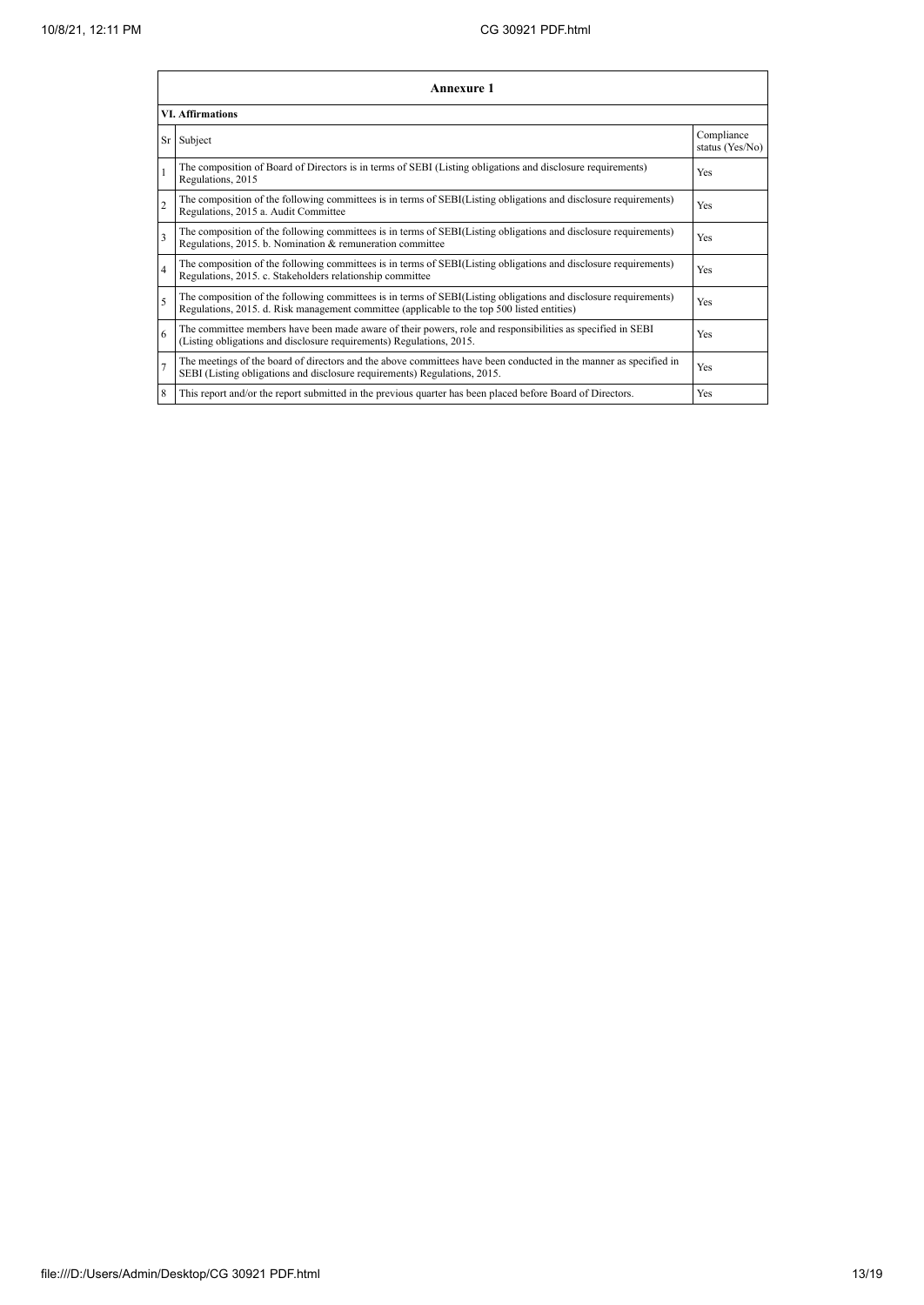| Annexure 1 | | |
|---|---|---|
| **VI. Affirmations** | | |
| Sr | Subject | Compliance status (Yes/No) |
| 1 | The composition of Board of Directors is in terms of SEBI (Listing obligations and disclosure requirements) Regulations, 2015 | Yes |
| 2 | The composition of the following committees is in terms of SEBI(Listing obligations and disclosure requirements) Regulations, 2015 a. Audit Committee | Yes |
| 3 | The composition of the following committees is in terms of SEBI(Listing obligations and disclosure requirements) Regulations, 2015. b. Nomination & remuneration committee | Yes |
| 4 | The composition of the following committees is in terms of SEBI(Listing obligations and disclosure requirements) Regulations, 2015. c. Stakeholders relationship committee | Yes |
| 5 | The composition of the following committees is in terms of SEBI(Listing obligations and disclosure requirements) Regulations, 2015. d. Risk management committee (applicable to the top 500 listed entities) | Yes |
| 6 | The committee members have been made aware of their powers, role and responsibilities as specified in SEBI (Listing obligations and disclosure requirements) Regulations, 2015. | Yes |
| 7 | The meetings of the board of directors and the above committees have been conducted in the manner as specified in SEBI (Listing obligations and disclosure requirements) Regulations, 2015. | Yes |
| 8 | This report and/or the report submitted in the previous quarter has been placed before Board of Directors. | Yes |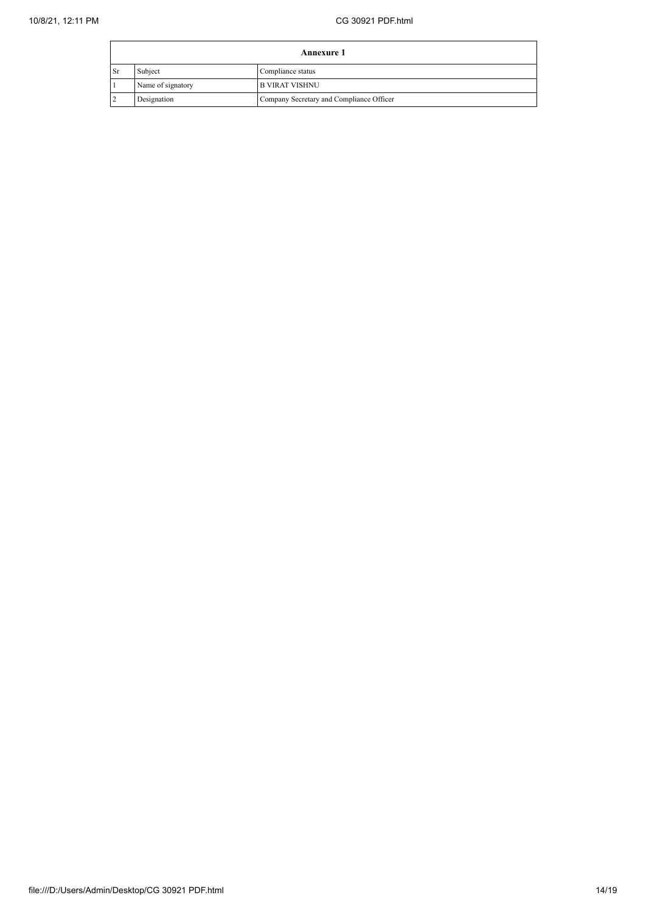| Annexure 1 | | |
|---|---|---|
| Sr | Subject | Compliance status |
| 1 | Name of signatory | B VIRAT VISHNU |
| 2 | Designation | Company Secretary and Compliance Officer |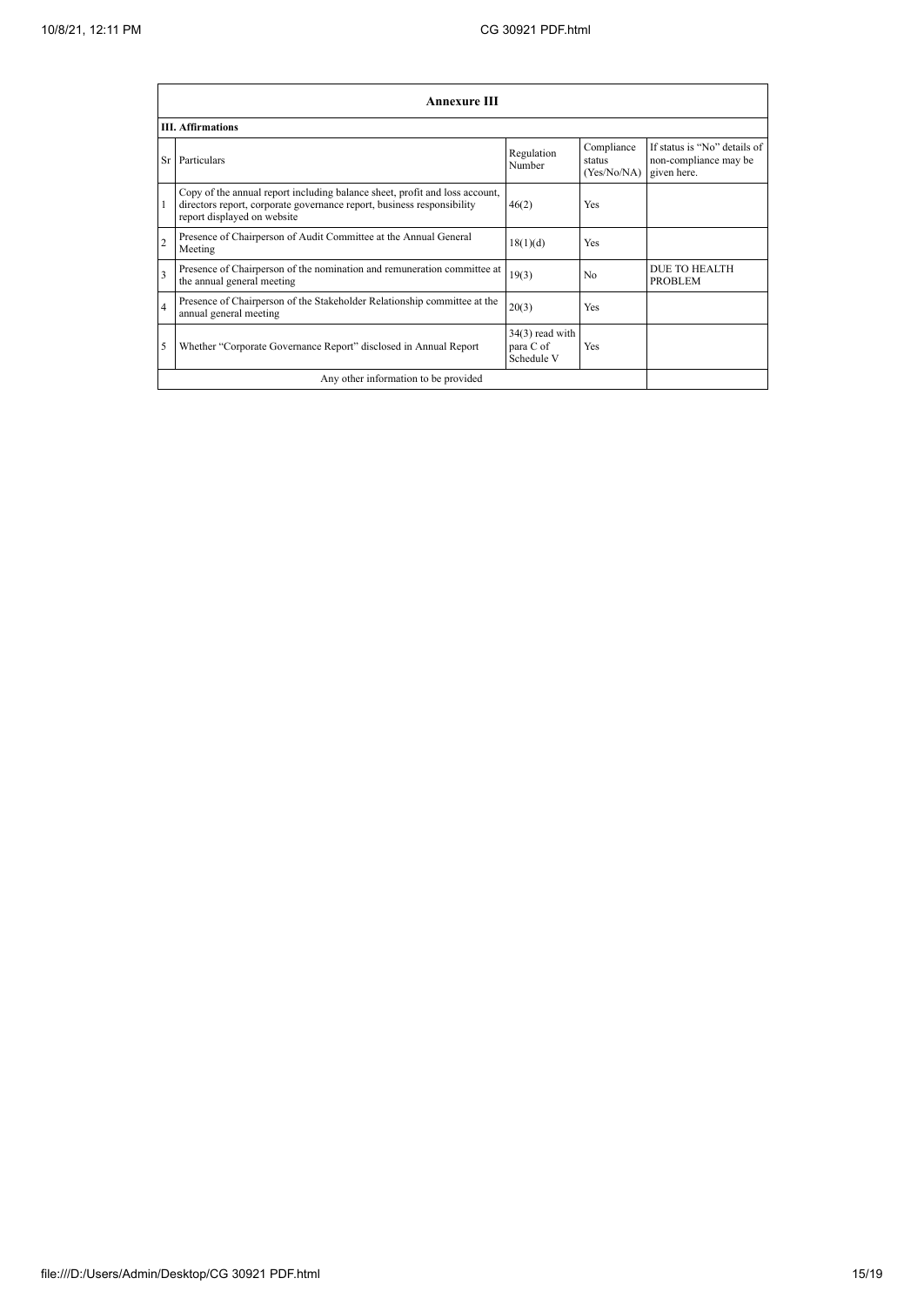## Annexure III

### III. Affirmations

| Sr | Particulars | Regulation Number | Compliance status (Yes/No/NA) | If status is "No" details of non-compliance may be given here. |
|---|---|---|---|---|
| 1 | Copy of the annual report including balance sheet, profit and loss account, directors report, corporate governance report, business responsibility report displayed on website | 46(2) | Yes | |
| 2 | Presence of Chairperson of Audit Committee at the Annual General Meeting | 18(1)(d) | Yes | |
| 3 | Presence of Chairperson of the nomination and remuneration committee at the annual general meeting | 19(3) | No | DUE TO HEALTH PROBLEM |
| 4 | Presence of Chairperson of the Stakeholder Relationship committee at the annual general meeting | 20(3) | Yes | |
| 5 | Whether "Corporate Governance Report" disclosed in Annual Report | 34(3) read with para C of Schedule V | Yes | |
| | Any other information to be provided | | | |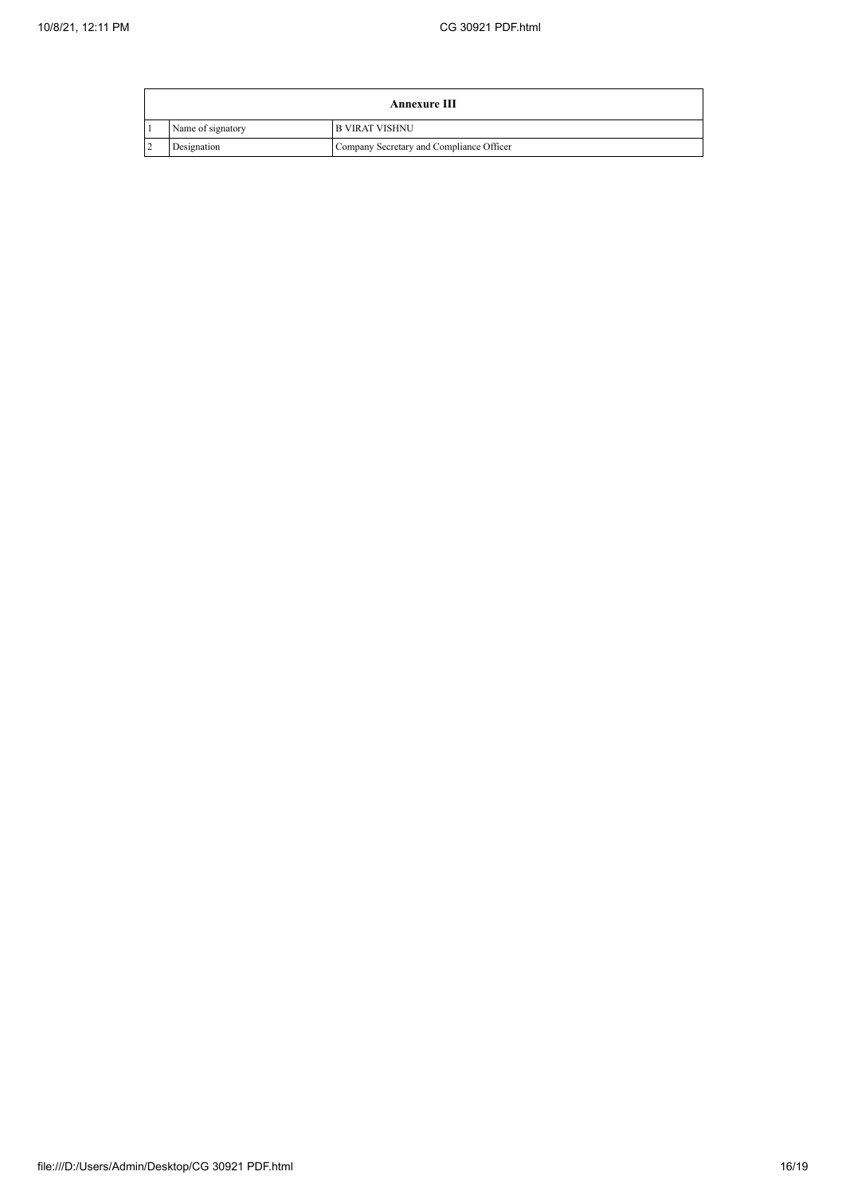| Annexure III | | |
|---|---|---|
| 1 | Name of signatory | B VIRAT VISHNU |
| 2 | Designation | Company Secretary and Compliance Officer |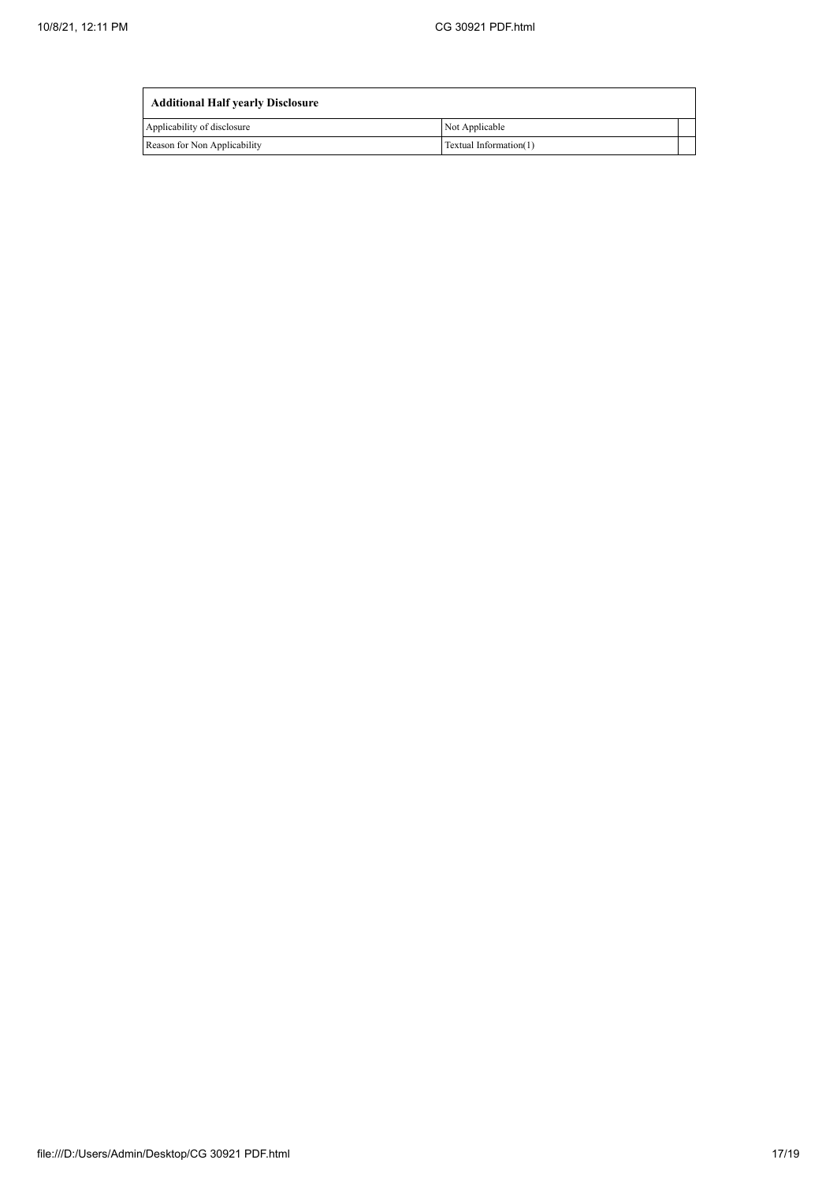| Additional Half yearly Disclosure | | |
|---|---|---|
| Applicability of disclosure | Not Applicable | |
| Reason for Non Applicability | Textual Information(1) | |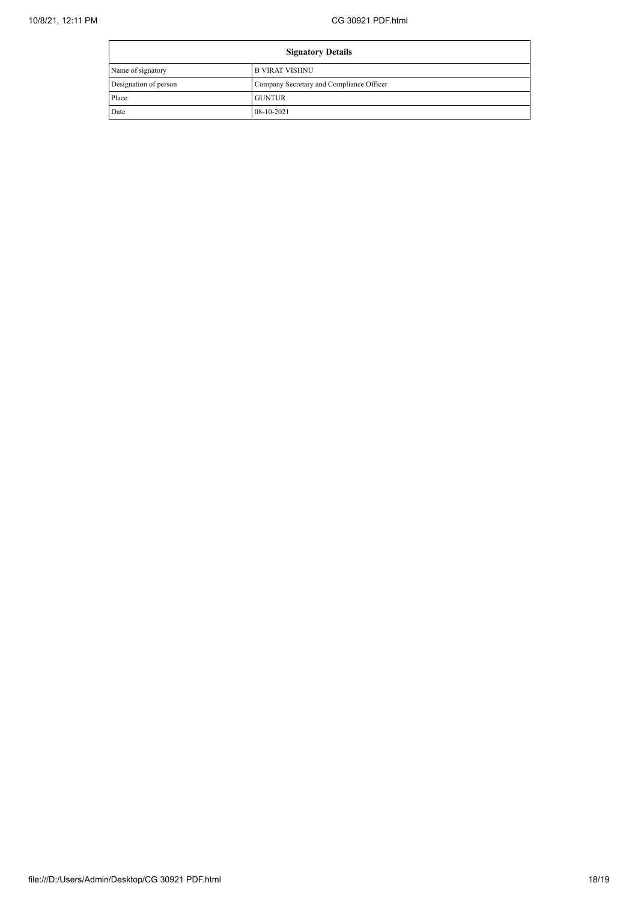| Signatory Details | |
|---|---|
| Name of signatory | B VIRAT VISHNU |
| Designation of person | Company Secretary and Compliance Officer |
| Place | GUNTUR |
| Date | 08-10-2021 |